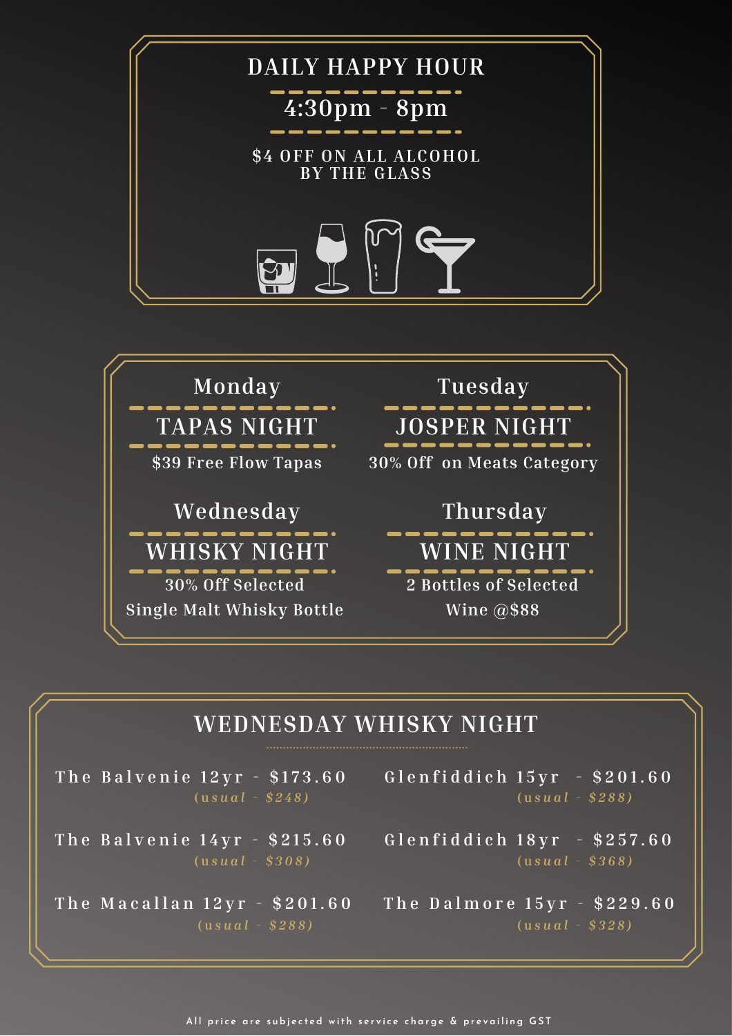# DAILY HAPPY HOUR

## 4:30pm - 8pm

$4 OFF ON ALL ALCOHOL
BY THE GLASS

## Monday

### TAPAS NIGHT

$39 Free Flow Tapas

## Tuesday

### JOSPER NIGHT

30% Off on Meats Category

## Wednesday

### WHISKY NIGHT

30% Off Selected
Single Malt Whisky Bottle

## Thursday

### WINE NIGHT

2 Bottles of Selected
Wine @$88

## WEDNESDAY WHISKY NIGHT

The Balvenie 12yr - $173.60
*(usual - $248)*

The Balvenie 14yr - $215.60
*(usual - $308)*

The Macallan 12yr - $201.60
*(usual - $288)*

Glenfiddich 15yr - $201.60
*(usual - $288)*

Glenfiddich 18yr - $257.60
*(usual - $368)*

The Dalmore 15yr - $229.60
*(usual - $328)*

All price are subjected with service charge & prevailing GST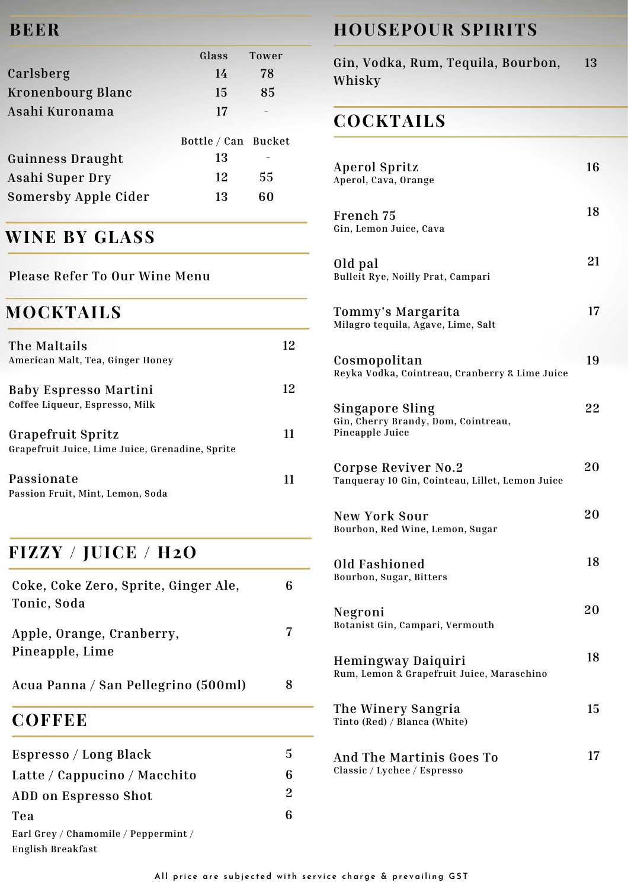## BEER

| | Glass | Tower |
|---|---|---|
| Carlsberg | 14 | 78 |
| Kronenbourg Blanc | 15 | 85 |
| Asahi Kuronama | 17 | - |

| | Bottle / Can | Bucket |
|---|---|---|
| Guinness Draught | 13 | - |
| Asahi Super Dry | 12 | 55 |
| Somersby Apple Cider | 13 | 60 |

## WINE BY GLASS

Please Refer To Our Wine Menu

## MOCKTAILS

**The Maltails** — 12
American Malt, Tea, Ginger Honey

**Baby Espresso Martini** — 12
Coffee Liqueur, Espresso, Milk

**Grapefruit Spritz** — 11
Grapefruit Juice, Lime Juice, Grenadine, Sprite

**Passionate** — 11
Passion Fruit, Mint, Lemon, Soda

## FIZZY / JUICE / H2O

| | |
|---|---|
| Coke, Coke Zero, Sprite, Ginger Ale, Tonic, Soda | 6 |
| Apple, Orange, Cranberry, Pineapple, Lime | 7 |
| Acua Panna / San Pellegrino (500ml) | 8 |

## COFFEE

| | |
|---|---|
| Espresso / Long Black | 5 |
| Latte / Cappucino / Macchito | 6 |
| ADD on Espresso Shot | 2 |
| Tea | 6 |

Earl Grey / Chamomile / Peppermint / English Breakfast

## HOUSEPOUR SPIRITS

Gin, Vodka, Rum, Tequila, Bourbon, Whisky — 13

## COCKTAILS

**Aperol Spritz** — 16
Aperol, Cava, Orange

**French 75** — 18
Gin, Lemon Juice, Cava

**Old pal** — 21
Bulleit Rye, Noilly Prat, Campari

**Tommy's Margarita** — 17
Milagro tequila, Agave, Lime, Salt

**Cosmopolitan** — 19
Reyka Vodka, Cointreau, Cranberry & Lime Juice

**Singapore Sling** — 22
Gin, Cherry Brandy, Dom, Cointreau, Pineapple Juice

**Corpse Reviver No.2** — 20
Tanqueray 10 Gin, Cointeau, Lillet, Lemon Juice

**New York Sour** — 20
Bourbon, Red Wine, Lemon, Sugar

**Old Fashioned** — 18
Bourbon, Sugar, Bitters

**Negroni** — 20
Botanist Gin, Campari, Vermouth

**Hemingway Daiquiri** — 18
Rum, Lemon & Grapefruit Juice, Maraschino

**The Winery Sangria** — 15
Tinto (Red) / Blanca (White)

**And The Martinis Goes To** — 17
Classic / Lychee / Espresso

All price are subjected with service charge & prevailing GST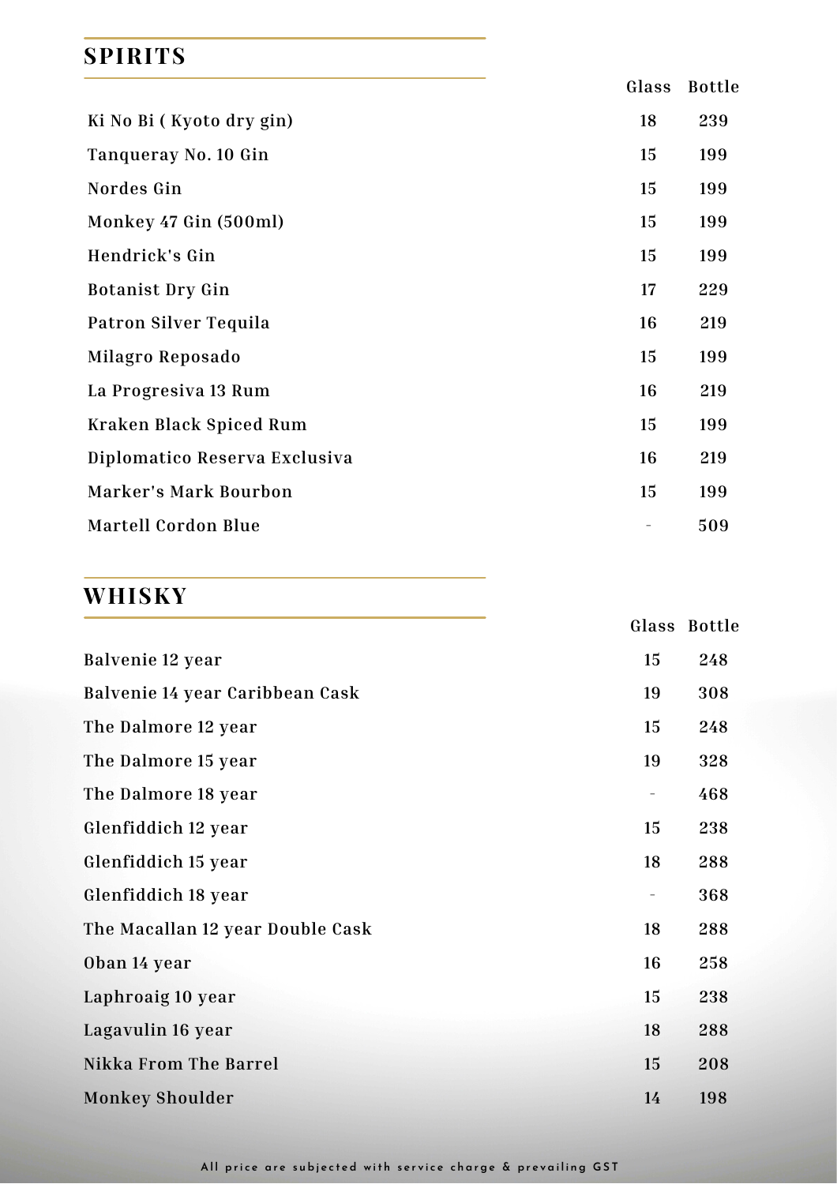## SPIRITS

| | Glass | Bottle |
|---|---|---|
| Ki No Bi ( Kyoto dry gin) | 18 | 239 |
| Tanqueray No. 10 Gin | 15 | 199 |
| Nordes Gin | 15 | 199 |
| Monkey 47 Gin (500ml) | 15 | 199 |
| Hendrick's Gin | 15 | 199 |
| Botanist Dry Gin | 17 | 229 |
| Patron Silver Tequila | 16 | 219 |
| Milagro Reposado | 15 | 199 |
| La Progresiva 13 Rum | 16 | 219 |
| Kraken Black Spiced Rum | 15 | 199 |
| Diplomatico Reserva Exclusiva | 16 | 219 |
| Marker's Mark Bourbon | 15 | 199 |
| Martell Cordon Blue | - | 509 |

## WHISKY

| | Glass | Bottle |
|---|---|---|
| Balvenie 12 year | 15 | 248 |
| Balvenie 14 year Caribbean Cask | 19 | 308 |
| The Dalmore 12 year | 15 | 248 |
| The Dalmore 15 year | 19 | 328 |
| The Dalmore 18 year | - | 468 |
| Glenfiddich 12 year | 15 | 238 |
| Glenfiddich 15 year | 18 | 288 |
| Glenfiddich 18 year | - | 368 |
| The Macallan 12 year Double Cask | 18 | 288 |
| Oban 14 year | 16 | 258 |
| Laphroaig 10 year | 15 | 238 |
| Lagavulin 16 year | 18 | 288 |
| Nikka From The Barrel | 15 | 208 |
| Monkey Shoulder | 14 | 198 |

All price are subjected with service charge & prevailing GST